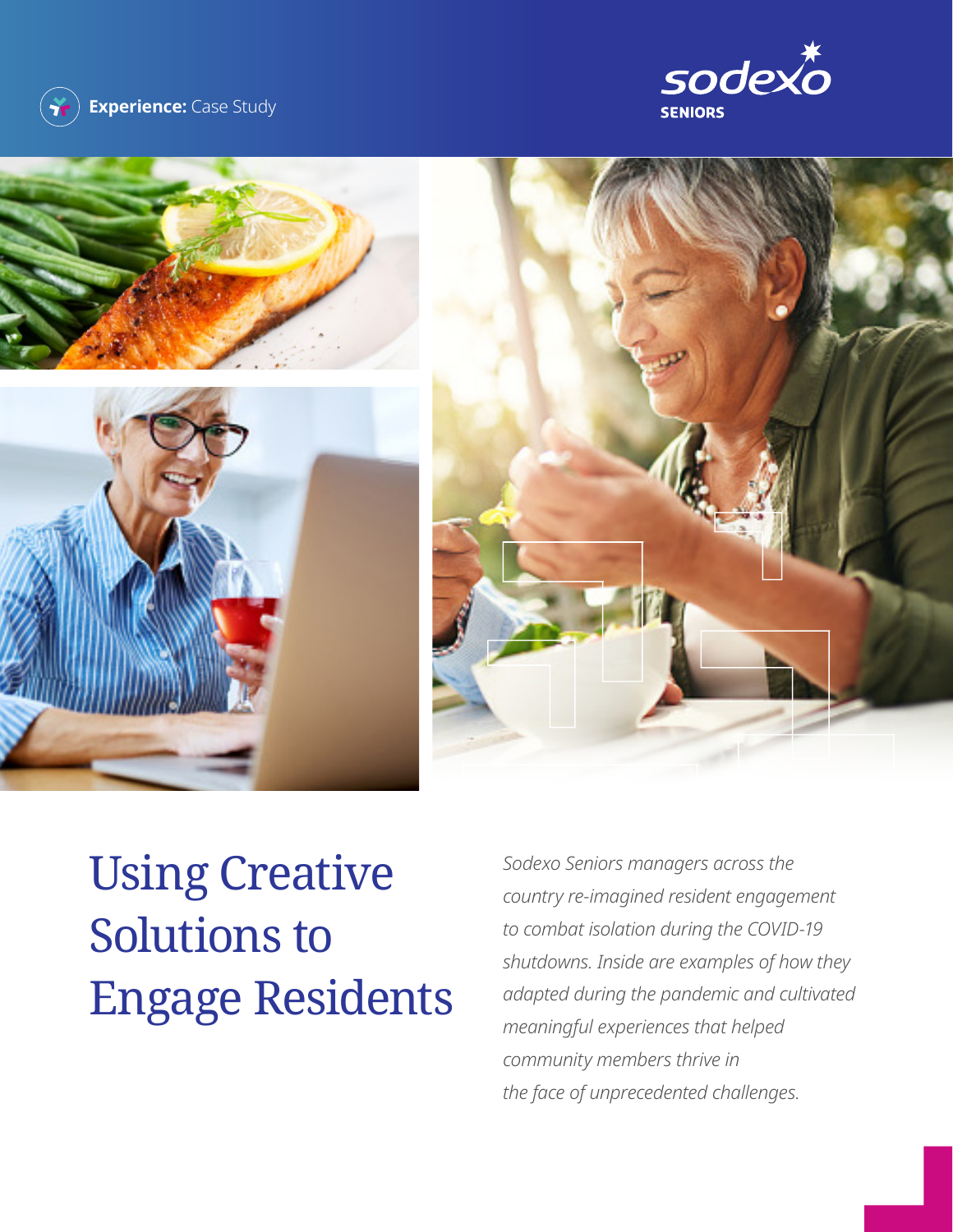**Experience:** Case Study

sodexo SENIORS

# Using Creative Solutions to Engage Residents

*Sodexo Seniors managers across the country re-imagined resident engagement to combat isolation during the COVID-19 shutdowns. Inside are examples of how they adapted during the pandemic and cultivated meaningful experiences that helped community members thrive in the face of unprecedented challenges.*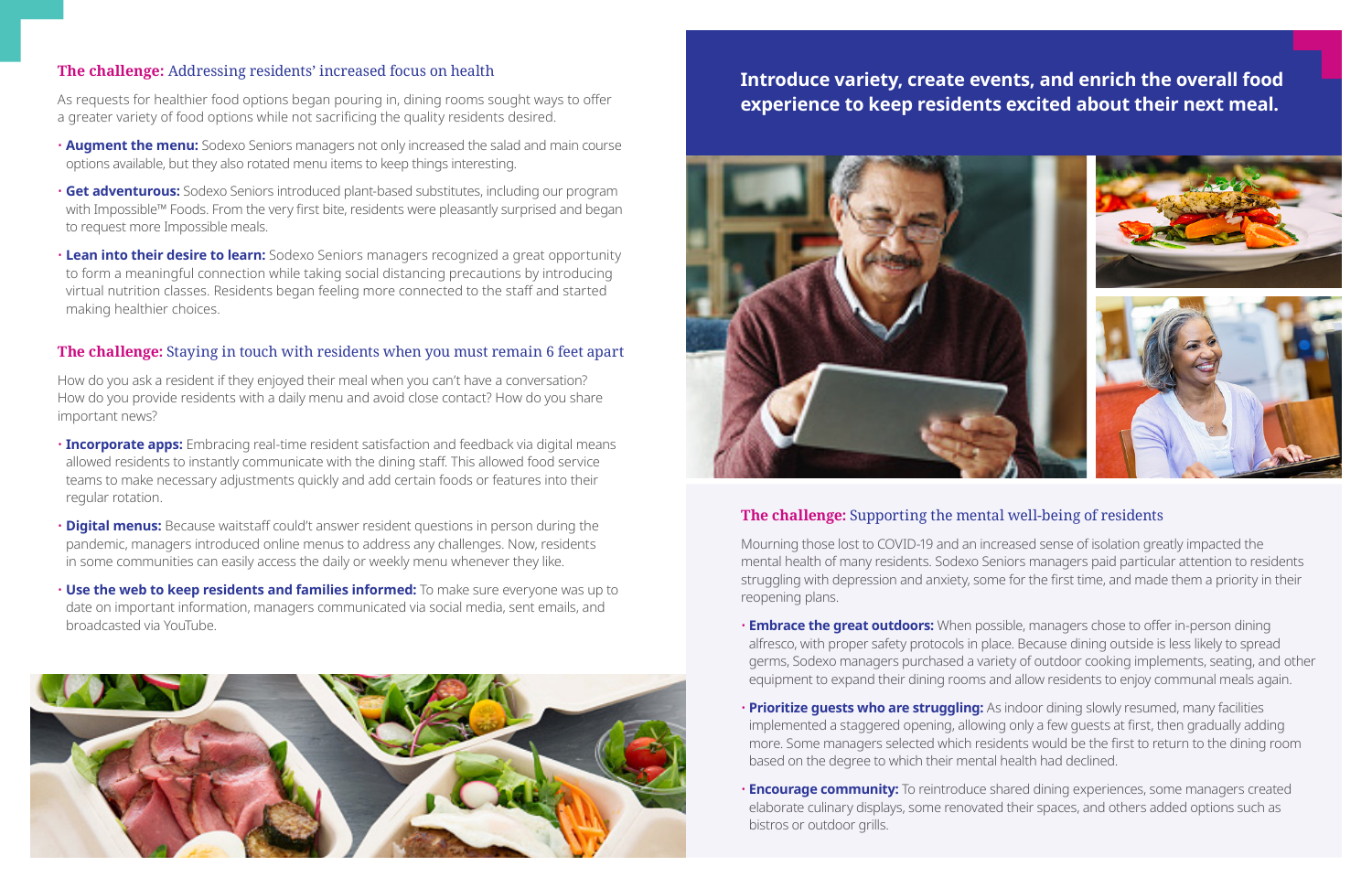### **The challenge:** Addressing residents' increased focus on health

As requests for healthier food options began pouring in, dining rooms sought ways to offer a greater variety of food options while not sacrificing the quality residents desired.

- **Augment the menu:** Sodexo Seniors managers not only increased the salad and main course options available, but they also rotated menu items to keep things interesting.
- **Get adventurous:** Sodexo Seniors introduced plant-based substitutes, including our program with Impossible™ Foods. From the very first bite, residents were pleasantly surprised and began to request more Impossible meals.
- **Lean into their desire to learn:** Sodexo Seniors managers recognized a great opportunity to form a meaningful connection while taking social distancing precautions by introducing virtual nutrition classes. Residents began feeling more connected to the staff and started making healthier choices.

### **The challenge:** Staying in touch with residents when you must remain 6 feet apart

How do you ask a resident if they enjoyed their meal when you can't have a conversation? How do you provide residents with a daily menu and avoid close contact? How do you share important news?

- **Incorporate apps:** Embracing real-time resident satisfaction and feedback via digital means allowed residents to instantly communicate with the dining staff. This allowed food service teams to make necessary adjustments quickly and add certain foods or features into their regular rotation.
- **Digital menus:** Because waitstaff couldn't answer resident questions in person during the pandemic, managers introduced online menus to address any challenges. Now, residents in some communities can easily access the daily or weekly menu whenever they like.
- **Use the web to keep residents and families informed:** To make sure everyone was up to date on important information, managers communicated via social media, sent emails, and broadcasted via YouTube.

## Introduce variety, create events, and enrich the overall food experience to keep residents excited about their next meal.

### **The challenge:** Supporting the mental well-being of residents

Mourning those lost to COVID-19 and an increased sense of isolation greatly impacted the mental health of many residents. Sodexo Seniors managers paid particular attention to residents struggling with depression and anxiety, some for the first time, and made them a priority in their reopening plans.

- **Embrace the great outdoors:** When possible, managers chose to offer in-person dining alfresco, with proper safety protocols in place. Because dining outside is less likely to spread germs, Sodexo managers purchased a variety of outdoor cooking implements, seating, and other equipment to expand their dining rooms and allow residents to enjoy communal meals again.
- **Prioritize guests who are struggling:** As indoor dining slowly resumed, many facilities implemented a staggered opening, allowing only a few guests at first, then gradually adding more. Some managers selected which residents would be the first to return to the dining room based on the degree to which their mental health had declined.
- **Encourage community:** To reintroduce shared dining experiences, some managers created elaborate culinary displays, some renovated their spaces, and others added options such as bistros or outdoor grills.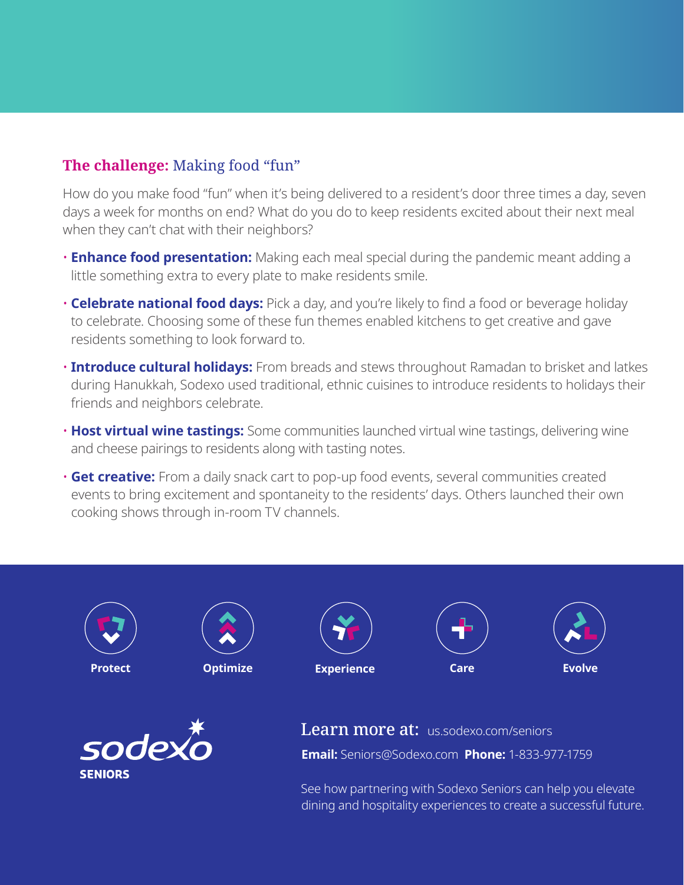## **The challenge:** Making food "fun"

How do you make food "fun" when it's being delivered to a resident's door three times a day, seven days a week for months on end? What do you do to keep residents excited about their next meal when they can't chat with their neighbors?

- **Enhance food presentation:** Making each meal special during the pandemic meant adding a little something extra to every plate to make residents smile.
- **Celebrate national food days:** Pick a day, and you're likely to find a food or beverage holiday to celebrate. Choosing some of these fun themes enabled kitchens to get creative and gave residents something to look forward to.
- **Introduce cultural holidays:** From breads and stews throughout Ramadan to brisket and latkes during Hanukkah, Sodexo used traditional, ethnic cuisines to introduce residents to holidays their friends and neighbors celebrate.
- **Host virtual wine tastings:** Some communities launched virtual wine tastings, delivering wine and cheese pairings to residents along with tasting notes.
- **Get creative:** From a daily snack cart to pop-up food events, several communities created events to bring excitement and spontaneity to the residents' days. Others launched their own cooking shows through in-room TV channels.

Protect

Optimize

Experience

Care

Evolve

sodexo SENIORS

**Learn more at:** us.sodexo.com/seniors

**Email:** Seniors@Sodexo.com **Phone:** 1-833-977-1759

See how partnering with Sodexo Seniors can help you elevate dining and hospitality experiences to create a successful future.